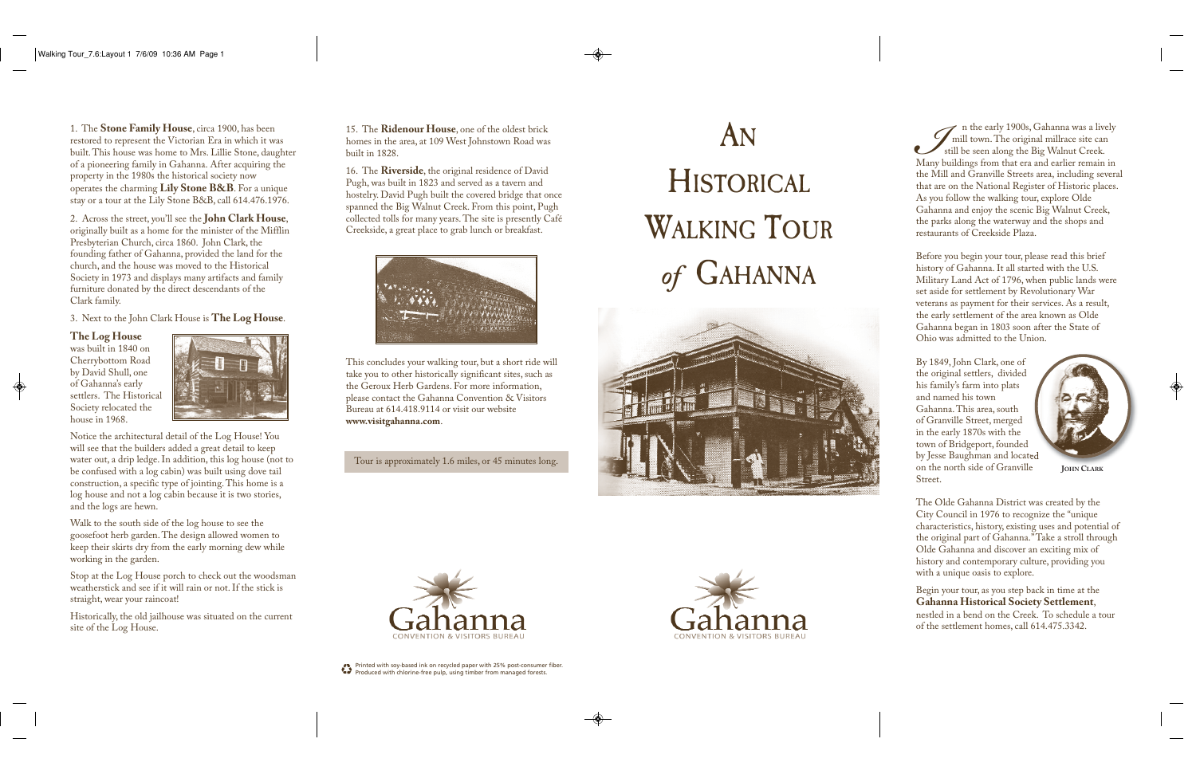1. The **Stone Family House**, circa 1900, has been restored to represent the Victorian Era in which it was built. This house was home to Mrs. Lillie Stone, daughter of a pioneering family in Gahanna. After acquiring the property in the 1980s the historical society now operates the charming **Lily Stone B&B**. For a unique stay or a tour at the Lily Stone B&B, call 614.476.1976.

2. Across the street, you'll see the **John Clark House**, originally built as a home for the minister of the Mifflin Presbyterian Church, circa 1860. John Clark, the founding father of Gahanna, provided the land for the church, and the house was moved to the Historical Society in 1973 and displays many artifacts and family furniture donated by the direct descendants of the Clark family.

3. Next to the John Clark House is **The Log House**.

**The Log House** was built in 1840 on Cherrybottom Road by David Shull, one of Gahanna's early settlers. The Historical Society relocated the house in 1968.

Notice the architectural detail of the Log House! You will see that the builders added a great detail to keep water out, a drip ledge. In addition, this log house (not to be confused with a log cabin) was built using dove tail construction, a specific type of jointing. This home is a log house and not a log cabin because it is two stories, and the logs are hewn.

Walk to the south side of the log house to see the goosefoot herb garden. The design allowed women to keep their skirts dry from the early morning dew while working in the garden.

Stop at the Log House porch to check out the woodsman weatherstick and see if it will rain or not. If the stick is straight, wear your raincoat!

Historically, the old jailhouse was situated on the current site of the Log House.

15. The **Ridenour House**, one of the oldest brick homes in the area, at 109 West Johnstown Road was built in 1828.

16. The **Riverside**, the original residence of David Pugh, was built in 1823 and served as a tavern and hostelry. David Pugh built the covered bridge that once spanned the Big Walnut Creek. From this point, Pugh collected tolls for many years. The site is presently Café Creekside, a great place to grab lunch or breakfast.

This concludes your walking tour, but a short ride will take you to other historically significant sites, such as the Geroux Herb Gardens. For more information, please contact the Gahanna Convention & Visitors Bureau at 614.418.9114 or visit our website **www.visitgahanna.com**.

Tour is approximately 1.6 miles, or 45 minutes long.

Gahanna
CONVENTION & VISITORS BUREAU

Printed with soy-based ink on recycled paper with 25% post-consumer fiber. Produced with chlorine-free pulp, using timber from managed forests.

# An Historical Walking Tour *of* Gahanna

Gahanna
CONVENTION & VISITORS BUREAU

In the early 1900s, Gahanna was a lively mill town. The original millrace site can still be seen along the Big Walnut Creek. Many buildings from that era and earlier remain in the Mill and Granville Streets area, including several that are on the National Register of Historic places. As you follow the walking tour, explore Olde Gahanna and enjoy the scenic Big Walnut Creek, the parks along the waterway and the shops and restaurants of Creekside Plaza.

Before you begin your tour, please read this brief history of Gahanna. It all started with the U.S. Military Land Act of 1796, when public lands were set aside for settlement by Revolutionary War veterans as payment for their services. As a result, the early settlement of the area known as Olde Gahanna began in 1803 soon after the State of Ohio was admitted to the Union.

By 1849, John Clark, one of the original settlers, divided his family's farm into plats and named his town Gahanna. This area, south of Granville Street, merged in the early 1870s with the town of Bridgeport, founded by Jesse Baughman and located on the north side of Granville Street.

John Clark

The Olde Gahanna District was created by the City Council in 1976 to recognize the "unique characteristics, history, existing uses and potential of the original part of Gahanna." Take a stroll through Olde Gahanna and discover an exciting mix of history and contemporary culture, providing you with a unique oasis to explore.

Begin your tour, as you step back in time at the **Gahanna Historical Society Settlement**, nestled in a bend on the Creek. To schedule a tour of the settlement homes, call 614.475.3342.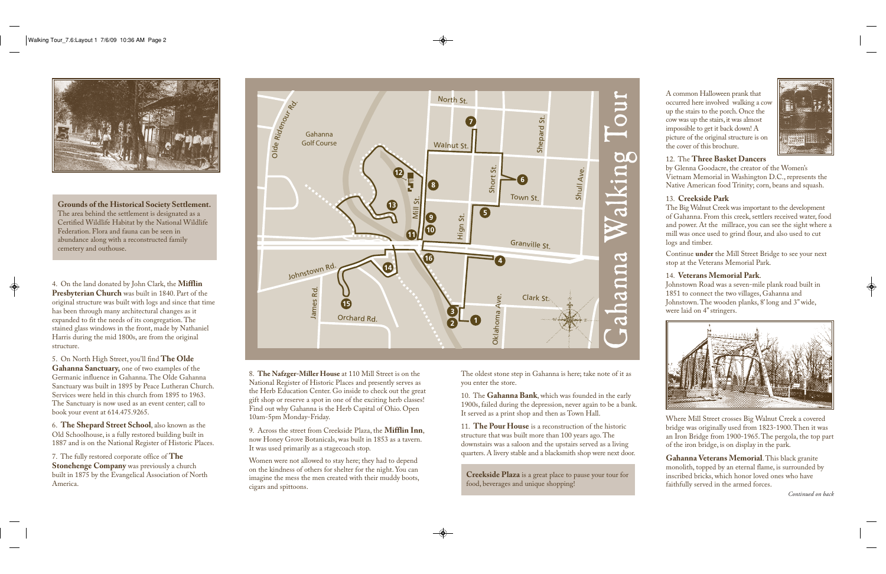**Grounds of the Historical Society Settlement.** The area behind the settlement is designated as a Certified Wildlife Habitat by the National Wildlife Federation. Flora and fauna can be seen in abundance along with a reconstructed family cemetery and outhouse.

4. On the land donated by John Clark, the **Mifflin Presbyterian Church** was built in 1840. Part of the original structure was built with logs and since that time has been through many architectural changes as it expanded to fit the needs of its congregation. The stained glass windows in the front, made by Nathaniel Harris during the mid 1800s, are from the original structure.

5. On North High Street, you'll find **The Olde Gahanna Sanctuary,** one of two examples of the Germanic influence in Gahanna. The Olde Gahanna Sanctuary was built in 1895 by Peace Lutheran Church. Services were held in this church from 1895 to 1963. The Sanctuary is now used as an event center; call to book your event at 614.475.9265.

6. **The Shepard Street School**, also known as the Old Schoolhouse, is a fully restored building built in 1887 and is on the National Register of Historic Places.

7. The fully restored corporate office of **The Stonehenge Company** was previously a church built in 1875 by the Evangelical Association of North America.

# Gahanna Walking Tour

North St.
Walnut St.
Shepard St.
Short St.
Shull Ave.
Town St.
High St.
Mill St.
Granville St.
Olde Ridenour Rd.
Gahanna Golf Course
Johnstown Rd.
James Rd.
Orchard Rd.
Oklahoma Ave.
Clark St.

8. **The Nafzger-Miller House** at 110 Mill Street is on the National Register of Historic Places and presently serves as the Herb Education Center. Go inside to check out the great gift shop or reserve a spot in one of the exciting herb classes! Find out why Gahanna is the Herb Capital of Ohio. Open 10am-5pm Monday-Friday.

9. Across the street from Creekside Plaza, the **Mifflin Inn**, now Honey Grove Botanicals, was built in 1853 as a tavern. It was used primarily as a stagecoach stop.

Women were not allowed to stay here; they had to depend on the kindness of others for shelter for the night. You can imagine the mess the men created with their muddy boots, cigars and spittoons.

The oldest stone step in Gahanna is here; take note of it as you enter the store.

10. The **Gahanna Bank**, which was founded in the early 1900s, failed during the depression, never again to be a bank. It served as a print shop and then as Town Hall.

11. **The Pour House** is a reconstruction of the historic structure that was built more than 100 years ago. The downstairs was a saloon and the upstairs served as a living quarters. A livery stable and a blacksmith shop were next door.

**Creekside Plaza** is a great place to pause your tour for food, beverages and unique shopping!

A common Halloween prank that occurred here involved walking a cow up the stairs to the porch. Once the cow was up the stairs, it was almost impossible to get it back down! A picture of the original structure is on the cover of this brochure.

12. The **Three Basket Dancers** by Glenna Goodacre, the creator of the Women's Vietnam Memorial in Washington D.C., represents the Native American food Trinity; corn, beans and squash.

13. **Creekside Park**
The Big Walnut Creek was important to the development of Gahanna. From this creek, settlers received water, food and power. At the millrace, you can see the sight where a mill was once used to grind flour, and also used to cut logs and timber.

Continue **under** the Mill Street Bridge to see your next stop at the Veterans Memorial Park.

14. **Veterans Memorial Park**.
Johnstown Road was a seven-mile plank road built in 1851 to connect the two villages, Gahanna and Johnstown. The wooden planks, 8' long and 3" wide, were laid on 4" stringers.

Where Mill Street crosses Big Walnut Creek a covered bridge was originally used from 1823-1900. Then it was an Iron Bridge from 1900-1965. The pergola, the top part of the iron bridge, is on display in the park.

**Gahanna Veterans Memorial**. This black granite monolith, topped by an eternal flame, is surrounded by inscribed bricks, which honor loved ones who have faithfully served in the armed forces.

*Continued on back*